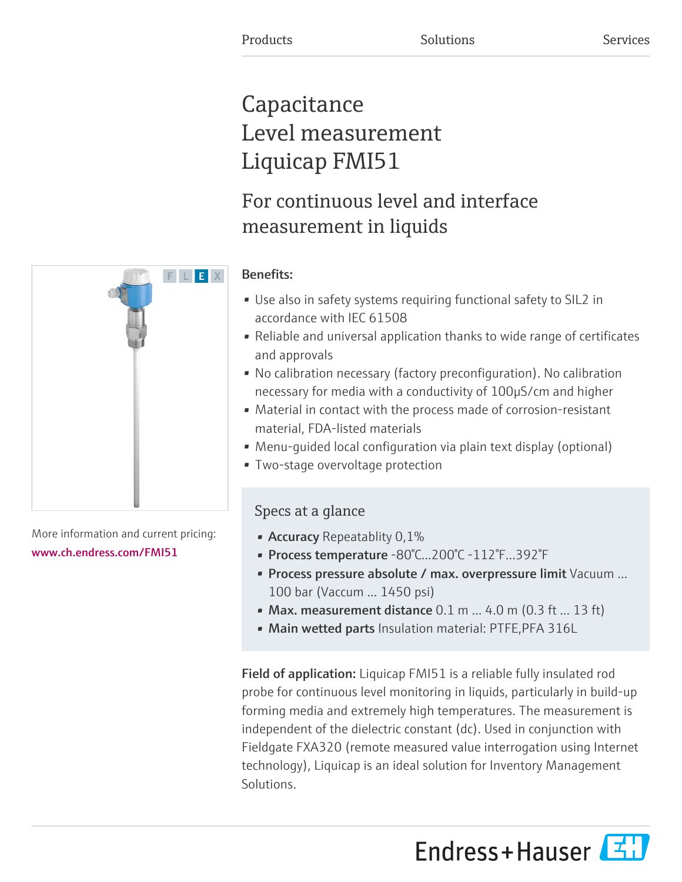Products    Solutions    Services

# Capacitance Level measurement Liquicap FMI51

## For continuous level and interface measurement in liquids

F L E X

More information and current pricing:
www.ch.endress.com/FMI51

**Benefits:**

- Use also in safety systems requiring functional safety to SIL2 in accordance with IEC 61508
- Reliable and universal application thanks to wide range of certificates and approvals
- No calibration necessary (factory preconfiguration). No calibration necessary for media with a conductivity of 100μS/cm and higher
- Material in contact with the process made of corrosion-resistant material, FDA-listed materials
- Menu-guided local configuration via plain text display (optional)
- Two-stage overvoltage protection

### Specs at a glance

- **Accuracy** Repeatablity 0,1%
- **Process temperature** -80°C...200°C -112°F...392°F
- **Process pressure absolute / max. overpressure limit** Vacuum ... 100 bar (Vaccum ... 1450 psi)
- **Max. measurement distance** 0.1 m ... 4.0 m (0.3 ft ... 13 ft)
- **Main wetted parts** Insulation material: PTFE,PFA 316L

**Field of application:** Liquicap FMI51 is a reliable fully insulated rod probe for continuous level monitoring in liquids, particularly in build-up forming media and extremely high temperatures. The measurement is independent of the dielectric constant (dc). Used in conjunction with Fieldgate FXA320 (remote measured value interrogation using Internet technology), Liquicap is an ideal solution for Inventory Management Solutions.

Endress+Hauser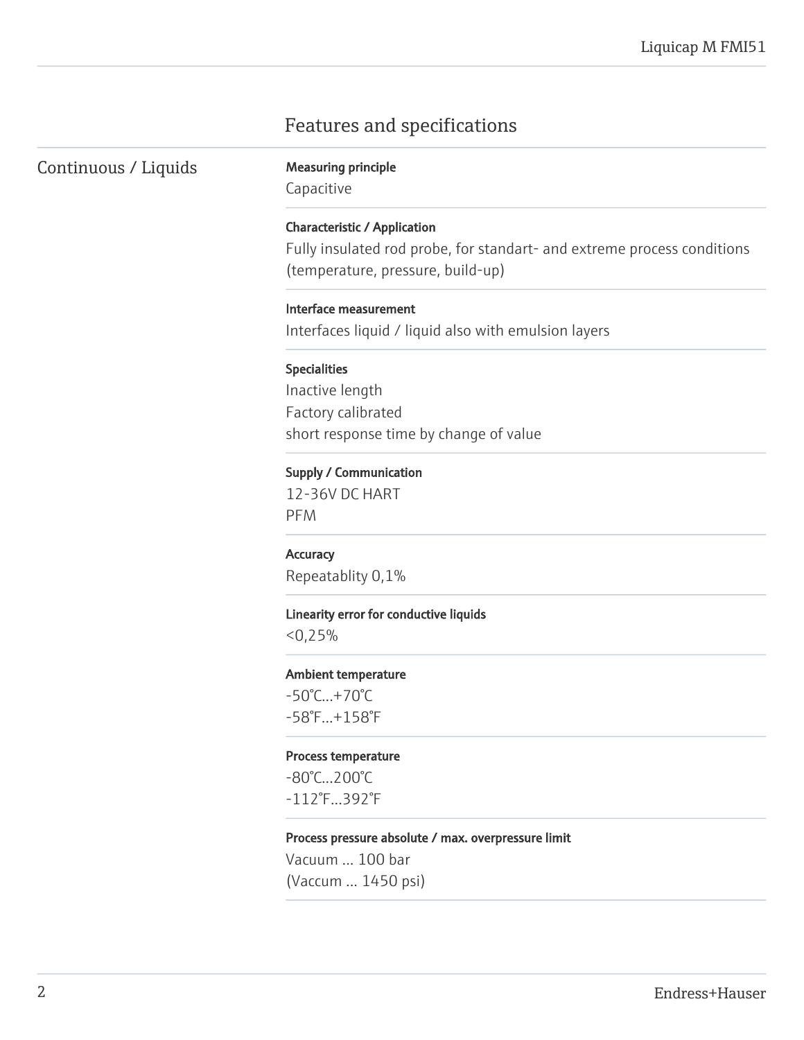# Features and specifications

## Continuous / Liquids

**Measuring principle**
Capacitive

**Characteristic / Application**
Fully insulated rod probe, for standart- and extreme process conditions (temperature, pressure, build-up)

**Interface measurement**
Interfaces liquid / liquid also with emulsion layers

**Specialities**
Inactive length
Factory calibrated
short response time by change of value

**Supply / Communication**
12-36V DC HART
PFM

**Accuracy**
Repeatablity 0,1%

**Linearity error for conductive liquids**
<0,25%

**Ambient temperature**
-50°C...+70°C
-58°F...+158°F

**Process temperature**
-80°C...200°C
-112°F...392°F

**Process pressure absolute / max. overpressure limit**
Vacuum ... 100 bar
(Vaccum ... 1450 psi)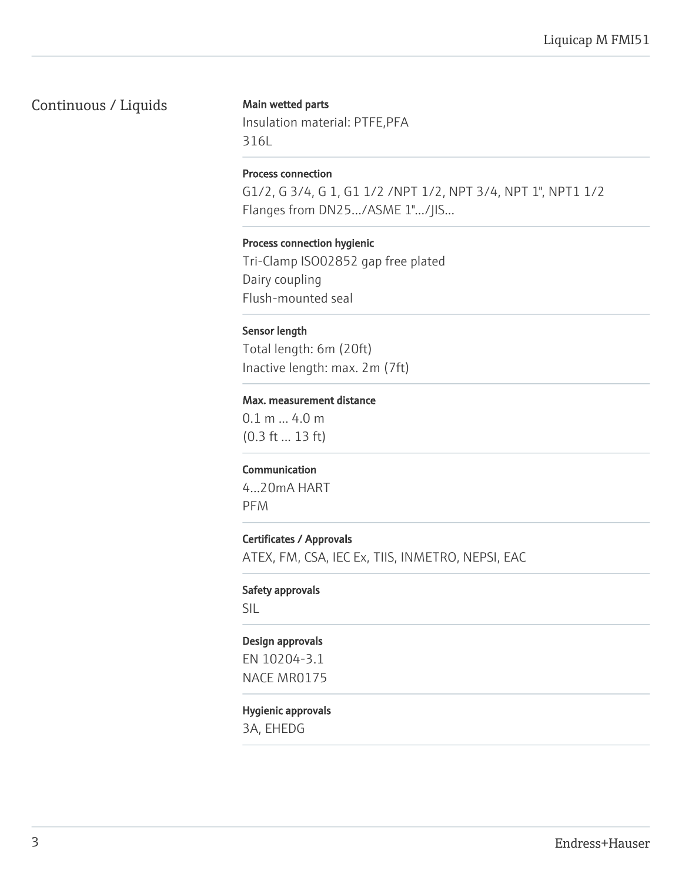## Continuous / Liquids

**Main wetted parts**
Insulation material: PTFE,PFA
316L

**Process connection**
G1/2, G 3/4, G 1, G1 1/2 /NPT 1/2, NPT 3/4, NPT 1", NPT1 1/2
Flanges from DN25.../ASME 1".../JIS...

**Process connection hygienic**
Tri-Clamp ISO02852 gap free plated
Dairy coupling
Flush-mounted seal

**Sensor length**
Total length: 6m (20ft)
Inactive length: max. 2m (7ft)

**Max. measurement distance**
0.1 m ... 4.0 m
(0.3 ft ... 13 ft)

**Communication**
4...20mA HART
PFM

**Certificates / Approvals**
ATEX, FM, CSA, IEC Ex, TIIS, INMETRO, NEPSI, EAC

**Safety approvals**
SIL

**Design approvals**
EN 10204-3.1
NACE MR0175

**Hygienic approvals**
3A, EHEDG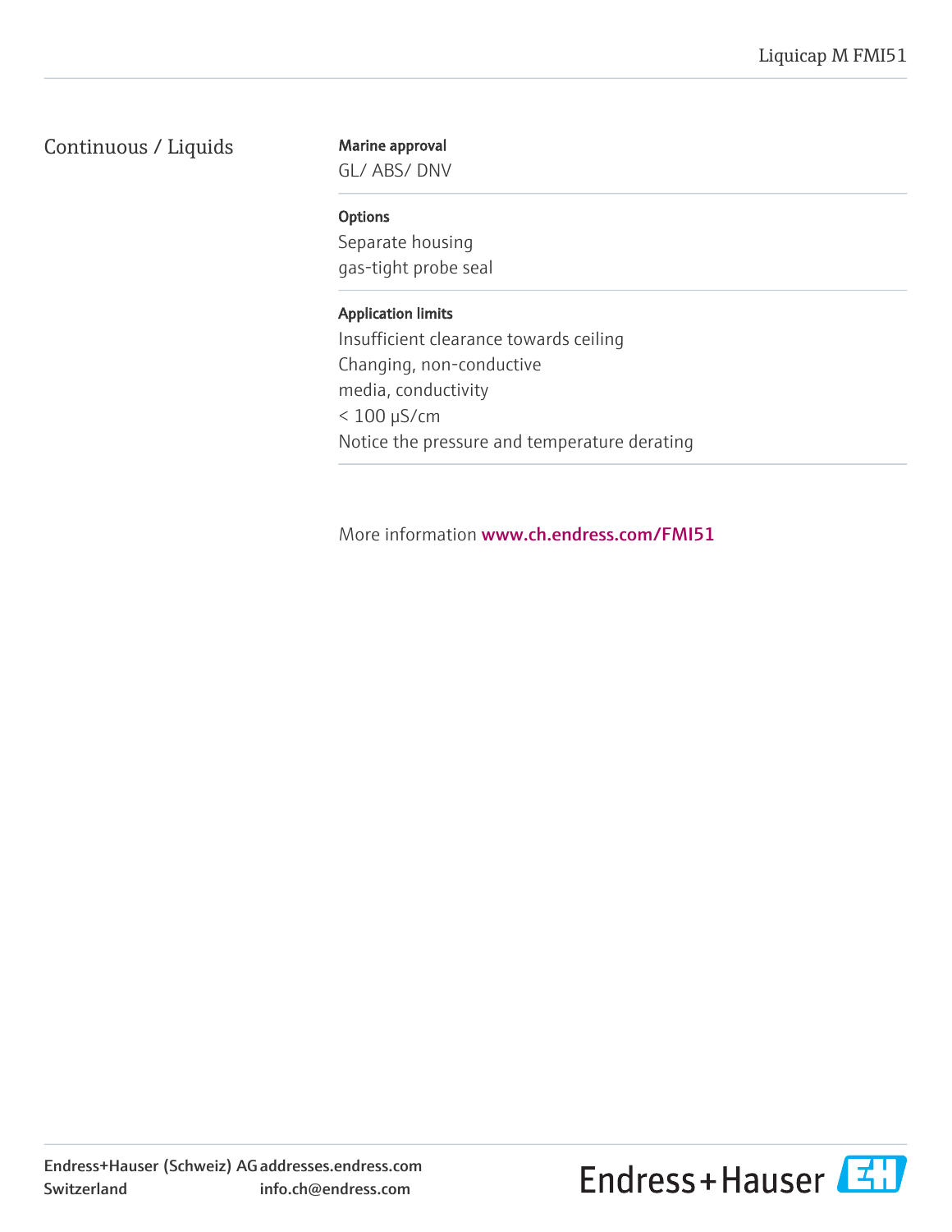## Continuous / Liquids

**Marine approval**

GL/ ABS/ DNV

**Options**

Separate housing
gas-tight probe seal

**Application limits**

Insufficient clearance towards ceiling
Changing, non-conductive
media, conductivity
< 100 μS/cm
Notice the pressure and temperature derating

More information **www.ch.endress.com/FMI51**

Endress+Hauser (Schweiz) AG
Switzerland

addresses.endress.com
info.ch@endress.com